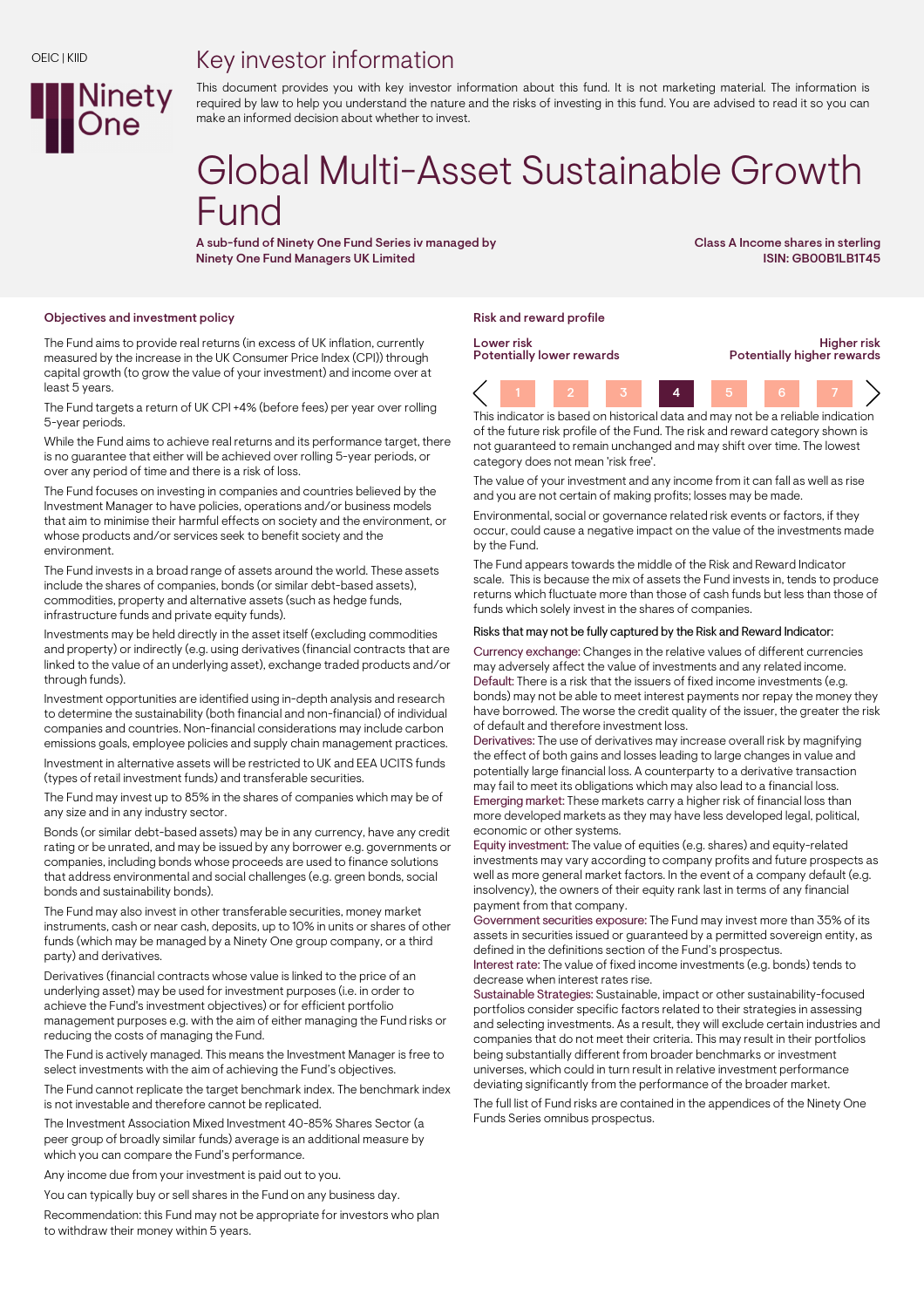OEIC | KIID

Ninety One

# Key investor information

This document provides you with key investor information about this fund. It is not marketing material. The information is required by law to help you understand the nature and the risks of investing in this fund. You are advised to read it so you can make an informed decision about whether to invest.

# Global Multi-Asset Sustainable Growth Fund

**A sub-fund of Ninety One Fund Series iv managed by Ninety One Fund Managers UK Limited**

**Class A Income shares in sterling**
**ISIN: GB00B1LB1T45**

## Objectives and investment policy

The Fund aims to provide real returns (in excess of UK inflation, currently measured by the increase in the UK Consumer Price Index (CPI)) through capital growth (to grow the value of your investment) and income over at least 5 years.

The Fund targets a return of UK CPI +4% (before fees) per year over rolling 5-year periods.

While the Fund aims to achieve real returns and its performance target, there is no guarantee that either will be achieved over rolling 5-year periods, or over any period of time and there is a risk of loss.

The Fund focuses on investing in companies and countries believed by the Investment Manager to have policies, operations and/or business models that aim to minimise their harmful effects on society and the environment, or whose products and/or services seek to benefit society and the environment.

The Fund invests in a broad range of assets around the world. These assets include the shares of companies, bonds (or similar debt-based assets), commodities, property and alternative assets (such as hedge funds, infrastructure funds and private equity funds).

Investments may be held directly in the asset itself (excluding commodities and property) or indirectly (e.g. using derivatives (financial contracts that are linked to the value of an underlying asset), exchange traded products and/or through funds).

Investment opportunities are identified using in-depth analysis and research to determine the sustainability (both financial and non-financial) of individual companies and countries. Non-financial considerations may include carbon emissions goals, employee policies and supply chain management practices.

Investment in alternative assets will be restricted to UK and EEA UCITS funds (types of retail investment funds) and transferable securities.

The Fund may invest up to 85% in the shares of companies which may be of any size and in any industry sector.

Bonds (or similar debt-based assets) may be in any currency, have any credit rating or be unrated, and may be issued by any borrower e.g. governments or companies, including bonds whose proceeds are used to finance solutions that address environmental and social challenges (e.g. green bonds, social bonds and sustainability bonds).

The Fund may also invest in other transferable securities, money market instruments, cash or near cash, deposits, up to 10% in units or shares of other funds (which may be managed by a Ninety One group company, or a third party) and derivatives.

Derivatives (financial contracts whose value is linked to the price of an underlying asset) may be used for investment purposes (i.e. in order to achieve the Fund's investment objectives) or for efficient portfolio management purposes e.g. with the aim of either managing the Fund risks or reducing the costs of managing the Fund.

The Fund is actively managed. This means the Investment Manager is free to select investments with the aim of achieving the Fund's objectives.

The Fund cannot replicate the target benchmark index. The benchmark index is not investable and therefore cannot be replicated.

The Investment Association Mixed Investment 40-85% Shares Sector (a peer group of broadly similar funds) average is an additional measure by which you can compare the Fund's performance.

Any income due from your investment is paid out to you.

You can typically buy or sell shares in the Fund on any business day.

Recommendation: this Fund may not be appropriate for investors who plan to withdraw their money within 5 years.

## Risk and reward profile

**Lower risk** / **Potentially lower rewards** — **Higher risk** / **Potentially higher rewards**

| 1 | 2 | 3 | **4** | 5 | 6 | 7 |
|---|---|---|---|---|---|---|

This indicator is based on historical data and may not be a reliable indication of the future risk profile of the Fund. The risk and reward category shown is not guaranteed to remain unchanged and may shift over time. The lowest category does not mean 'risk free'.

The value of your investment and any income from it can fall as well as rise and you are not certain of making profits; losses may be made.

Environmental, social or governance related risk events or factors, if they occur, could cause a negative impact on the value of the investments made by the Fund.

The Fund appears towards the middle of the Risk and Reward Indicator scale. This is because the mix of assets the Fund invests in, tends to produce returns which fluctuate more than those of cash funds but less than those of funds which solely invest in the shares of companies.

Risks that may not be fully captured by the Risk and Reward Indicator:

Currency exchange: Changes in the relative values of different currencies may adversely affect the value of investments and any related income.
Default: There is a risk that the issuers of fixed income investments (e.g. bonds) may not be able to meet interest payments nor repay the money they have borrowed. The worse the credit quality of the issuer, the greater the risk of default and therefore investment loss.
Derivatives: The use of derivatives may increase overall risk by magnifying the effect of both gains and losses leading to large changes in value and potentially large financial loss. A counterparty to a derivative transaction may fail to meet its obligations which may also lead to a financial loss.
Emerging market: These markets carry a higher risk of financial loss than more developed markets as they may have less developed legal, political, economic or other systems.
Equity investment: The value of equities (e.g. shares) and equity-related investments may vary according to company profits and future prospects as well as more general market factors. In the event of a company default (e.g. insolvency), the owners of their equity rank last in terms of any financial payment from that company.
Government securities exposure: The Fund may invest more than 35% of its assets in securities issued or guaranteed by a permitted sovereign entity, as defined in the definitions section of the Fund's prospectus.
Interest rate: The value of fixed income investments (e.g. bonds) tends to decrease when interest rates rise.
Sustainable Strategies: Sustainable, impact or other sustainability-focused portfolios consider specific factors related to their strategies in assessing and selecting investments. As a result, they will exclude certain industries and companies that do not meet their criteria. This may result in their portfolios being substantially different from broader benchmarks or investment universes, which could in turn result in relative investment performance deviating significantly from the performance of the broader market.

The full list of Fund risks are contained in the appendices of the Ninety One Funds Series omnibus prospectus.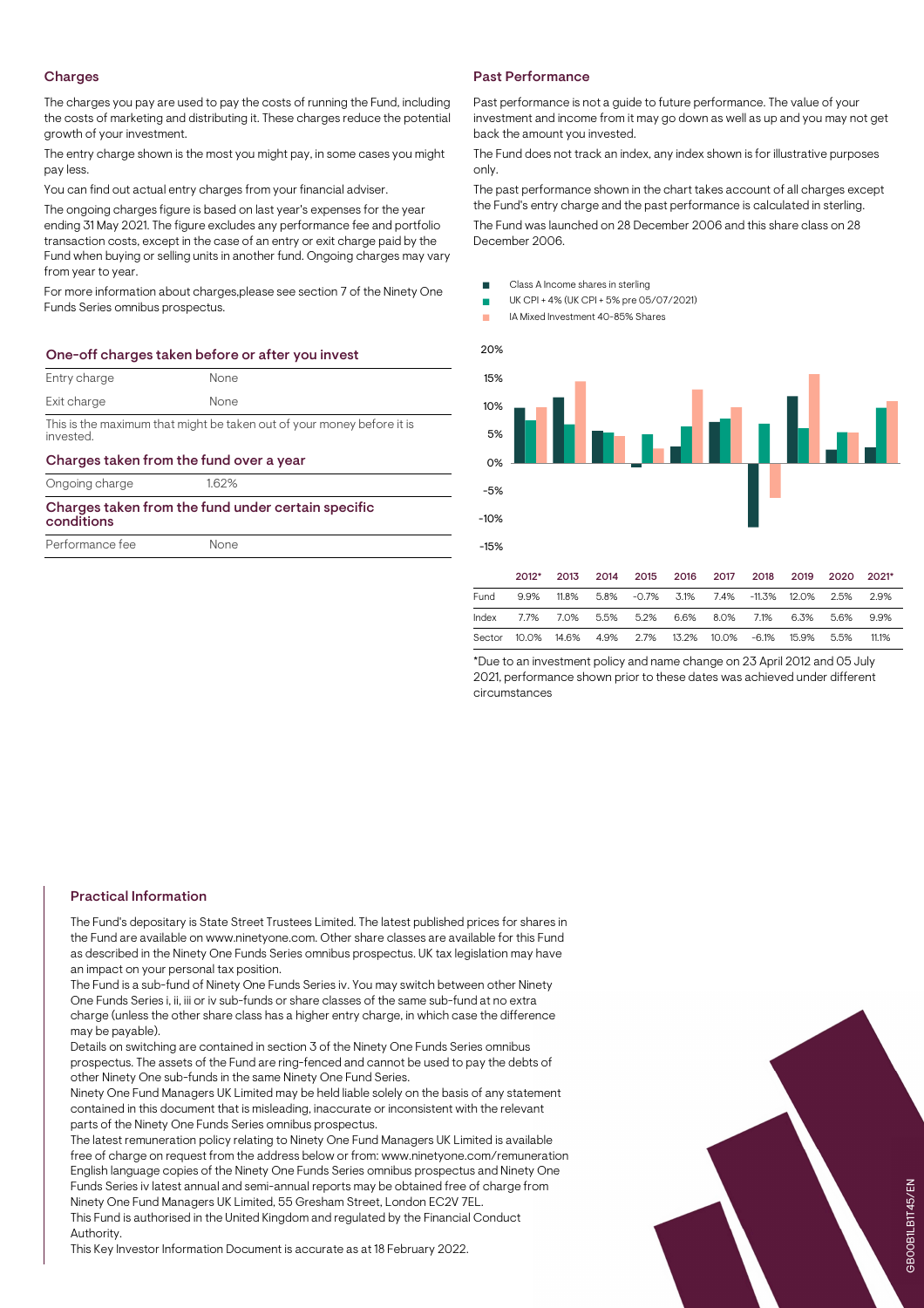## Charges

The charges you pay are used to pay the costs of running the Fund, including the costs of marketing and distributing it. These charges reduce the potential growth of your investment.

The entry charge shown is the most you might pay, in some cases you might pay less.

You can find out actual entry charges from your financial adviser.

The ongoing charges figure is based on last year's expenses for the year ending 31 May 2021. The figure excludes any performance fee and portfolio transaction costs, except in the case of an entry or exit charge paid by the Fund when buying or selling units in another fund. Ongoing charges may vary from year to year.

For more information about charges,please see section 7 of the Ninety One Funds Series omnibus prospectus.

### One-off charges taken before or after you invest

| | |
|---|---|
| Entry charge | None |
| Exit charge | None |

This is the maximum that might be taken out of your money before it is invested.

### Charges taken from the fund over a year

| | |
|---|---|
| Ongoing charge | 1.62% |

### Charges taken from the fund under certain specific conditions

| | |
|---|---|
| Performance fee | None |

## Past Performance

Past performance is not a guide to future performance. The value of your investment and income from it may go down as well as up and you may not get back the amount you invested.

The Fund does not track an index, any index shown is for illustrative purposes only.

The past performance shown in the chart takes account of all charges except the Fund's entry charge and the past performance is calculated in sterling.

The Fund was launched on 28 December 2006 and this share class on 28 December 2006.

Class A Income shares in sterling
UK CPI + 4% (UK CPI + 5% pre 05/07/2021)
IA Mixed Investment 40-85% Shares

20%
15%
10%
5%
0%
-5%
-10%
-15%

| | 2012* | 2013 | 2014 | 2015 | 2016 | 2017 | 2018 | 2019 | 2020 | 2021* |
|---|---|---|---|---|---|---|---|---|---|---|
| Fund | 9.9% | 11.8% | 5.8% | -0.7% | 3.1% | 7.4% | -11.3% | 12.0% | 2.5% | 2.9% |
| Index | 7.7% | 7.0% | 5.5% | 5.2% | 6.6% | 8.0% | 7.1% | 6.3% | 5.6% | 9.9% |
| Sector | 10.0% | 14.6% | 4.9% | 2.7% | 13.2% | 10.0% | -6.1% | 15.9% | 5.5% | 11.1% |

*Due to an investment policy and name change on 23 April 2012 and 05 July 2021, performance shown prior to these dates was achieved under different circumstances

## Practical Information

The Fund's depositary is State Street Trustees Limited. The latest published prices for shares in the Fund are available on www.ninetyone.com. Other share classes are available for this Fund as described in the Ninety One Funds Series omnibus prospectus. UK tax legislation may have an impact on your personal tax position.

The Fund is a sub-fund of Ninety One Funds Series iv. You may switch between other Ninety One Funds Series i, ii, iii or iv sub-funds or share classes of the same sub-fund at no extra charge (unless the other share class has a higher entry charge, in which case the difference may be payable).

Details on switching are contained in section 3 of the Ninety One Funds Series omnibus prospectus. The assets of the Fund are ring-fenced and cannot be used to pay the debts of other Ninety One sub-funds in the same Ninety One Fund Series.

Ninety One Fund Managers UK Limited may be held liable solely on the basis of any statement contained in this document that is misleading, inaccurate or inconsistent with the relevant parts of the Ninety One Funds Series omnibus prospectus.

The latest remuneration policy relating to Ninety One Fund Managers UK Limited is available free of charge on request from the address below or from: www.ninetyone.com/remuneration English language copies of the Ninety One Funds Series omnibus prospectus and Ninety One Funds Series iv latest annual and semi-annual reports may be obtained free of charge from Ninety One Fund Managers UK Limited, 55 Gresham Street, London EC2V 7EL.

This Fund is authorised in the United Kingdom and regulated by the Financial Conduct Authority.

This Key Investor Information Document is accurate as at 18 February 2022.

GB00B1LBT45/EN